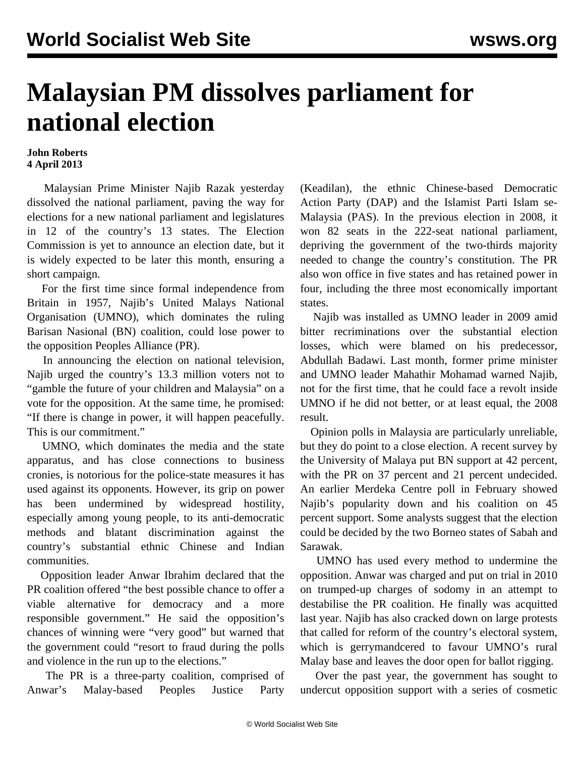# Malaysian PM dissolves parliament for national election

**John Roberts**
**4 April 2013**

Malaysian Prime Minister Najib Razak yesterday dissolved the national parliament, paving the way for elections for a new national parliament and legislatures in 12 of the country's 13 states. The Election Commission is yet to announce an election date, but it is widely expected to be later this month, ensuring a short campaign.

For the first time since formal independence from Britain in 1957, Najib's United Malays National Organisation (UMNO), which dominates the ruling Barisan Nasional (BN) coalition, could lose power to the opposition Peoples Alliance (PR).

In announcing the election on national television, Najib urged the country's 13.3 million voters not to "gamble the future of your children and Malaysia" on a vote for the opposition. At the same time, he promised: "If there is change in power, it will happen peacefully. This is our commitment."

UMNO, which dominates the media and the state apparatus, and has close connections to business cronies, is notorious for the police-state measures it has used against its opponents. However, its grip on power has been undermined by widespread hostility, especially among young people, to its anti-democratic methods and blatant discrimination against the country's substantial ethnic Chinese and Indian communities.

Opposition leader Anwar Ibrahim declared that the PR coalition offered "the best possible chance to offer a viable alternative for democracy and a more responsible government." He said the opposition's chances of winning were "very good" but warned that the government could "resort to fraud during the polls and violence in the run up to the elections."

The PR is a three-party coalition, comprised of Anwar's Malay-based Peoples Justice Party (Keadilan), the ethnic Chinese-based Democratic Action Party (DAP) and the Islamist Parti Islam se-Malaysia (PAS). In the previous election in 2008, it won 82 seats in the 222-seat national parliament, depriving the government of the two-thirds majority needed to change the country's constitution. The PR also won office in five states and has retained power in four, including the three most economically important states.

Najib was installed as UMNO leader in 2009 amid bitter recriminations over the substantial election losses, which were blamed on his predecessor, Abdullah Badawi. Last month, former prime minister and UMNO leader Mahathir Mohamad warned Najib, not for the first time, that he could face a revolt inside UMNO if he did not better, or at least equal, the 2008 result.

Opinion polls in Malaysia are particularly unreliable, but they do point to a close election. A recent survey by the University of Malaya put BN support at 42 percent, with the PR on 37 percent and 21 percent undecided. An earlier Merdeka Centre poll in February showed Najib's popularity down and his coalition on 45 percent support. Some analysts suggest that the election could be decided by the two Borneo states of Sabah and Sarawak.

UMNO has used every method to undermine the opposition. Anwar was charged and put on trial in 2010 on trumped-up charges of sodomy in an attempt to destabilise the PR coalition. He finally was acquitted last year. Najib has also cracked down on large protests that called for reform of the country's electoral system, which is gerrymandcered to favour UMNO's rural Malay base and leaves the door open for ballot rigging.

Over the past year, the government has sought to undercut opposition support with a series of cosmetic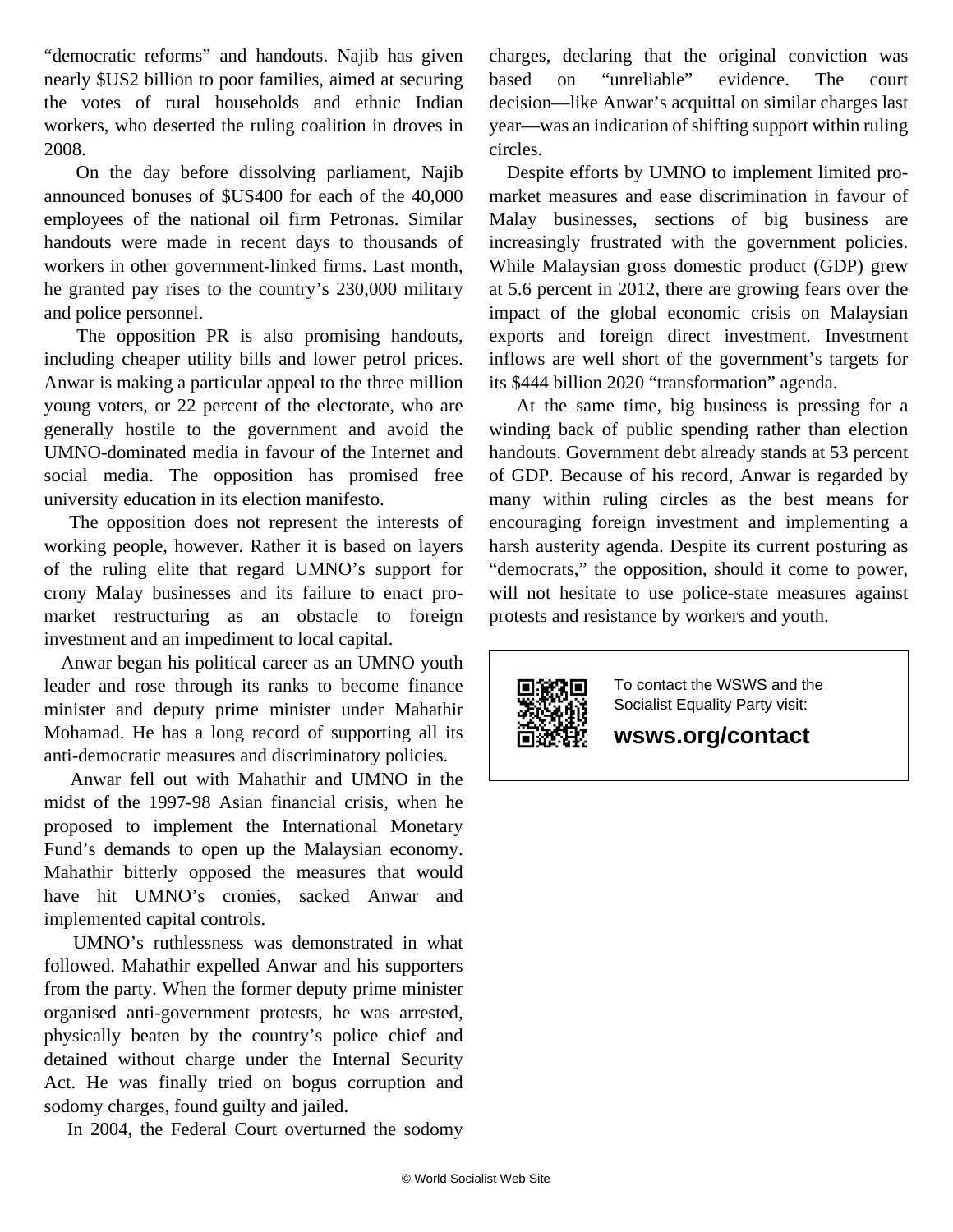"democratic reforms" and handouts. Najib has given nearly $US2 billion to poor families, aimed at securing the votes of rural households and ethnic Indian workers, who deserted the ruling coalition in droves in 2008.

On the day before dissolving parliament, Najib announced bonuses of $US400 for each of the 40,000 employees of the national oil firm Petronas. Similar handouts were made in recent days to thousands of workers in other government-linked firms. Last month, he granted pay rises to the country's 230,000 military and police personnel.

The opposition PR is also promising handouts, including cheaper utility bills and lower petrol prices. Anwar is making a particular appeal to the three million young voters, or 22 percent of the electorate, who are generally hostile to the government and avoid the UMNO-dominated media in favour of the Internet and social media. The opposition has promised free university education in its election manifesto.

The opposition does not represent the interests of working people, however. Rather it is based on layers of the ruling elite that regard UMNO's support for crony Malay businesses and its failure to enact pro-market restructuring as an obstacle to foreign investment and an impediment to local capital.

Anwar began his political career as an UMNO youth leader and rose through its ranks to become finance minister and deputy prime minister under Mahathir Mohamad. He has a long record of supporting all its anti-democratic measures and discriminatory policies.

Anwar fell out with Mahathir and UMNO in the midst of the 1997-98 Asian financial crisis, when he proposed to implement the International Monetary Fund's demands to open up the Malaysian economy. Mahathir bitterly opposed the measures that would have hit UMNO's cronies, sacked Anwar and implemented capital controls.

UMNO's ruthlessness was demonstrated in what followed. Mahathir expelled Anwar and his supporters from the party. When the former deputy prime minister organised anti-government protests, he was arrested, physically beaten by the country's police chief and detained without charge under the Internal Security Act. He was finally tried on bogus corruption and sodomy charges, found guilty and jailed.

In 2004, the Federal Court overturned the sodomy charges, declaring that the original conviction was based on "unreliable" evidence. The court decision—like Anwar's acquittal on similar charges last year—was an indication of shifting support within ruling circles.

Despite efforts by UMNO to implement limited pro-market measures and ease discrimination in favour of Malay businesses, sections of big business are increasingly frustrated with the government policies. While Malaysian gross domestic product (GDP) grew at 5.6 percent in 2012, there are growing fears over the impact of the global economic crisis on Malaysian exports and foreign direct investment. Investment inflows are well short of the government's targets for its $444 billion 2020 "transformation" agenda.

At the same time, big business is pressing for a winding back of public spending rather than election handouts. Government debt already stands at 53 percent of GDP. Because of his record, Anwar is regarded by many within ruling circles as the best means for encouraging foreign investment and implementing a harsh austerity agenda. Despite its current posturing as "democrats," the opposition, should it come to power, will not hesitate to use police-state measures against protests and resistance by workers and youth.

To contact the WSWS and the Socialist Equality Party visit:

**wsws.org/contact**